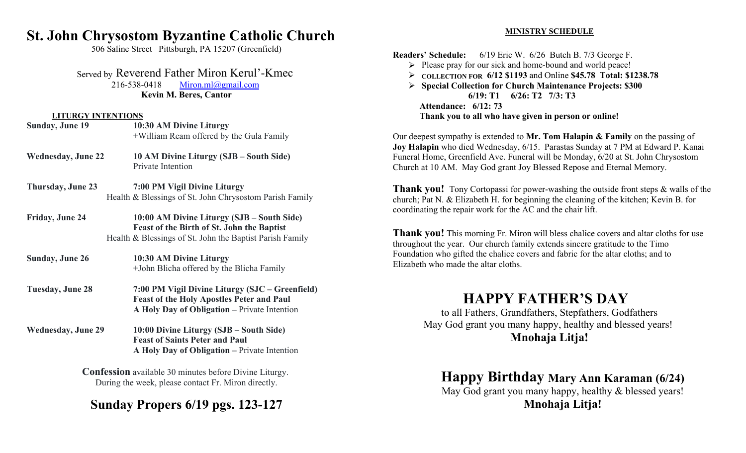# St. John Chrysostom Byzantine Catholic Church

506 Saline Street Pittsburgh, PA 15207 (Greenfield)

Served by Reverend Father Miron Kerul'-Kmec
216-538-0418 Miron.ml@gmail.com
**Kevin M. Beres, Cantor**

## LITURGY INTENTIONS

**Sunday, June 19** — **10:30 AM Divine Liturgy**
+William Ream offered by the Gula Family

**Wednesday, June 22** — **10 AM Divine Liturgy (SJB – South Side)**
Private Intention

**Thursday, June 23** — **7:00 PM Vigil Divine Liturgy**
Health & Blessings of St. John Chrysostom Parish Family

**Friday, June 24** — **10:00 AM Divine Liturgy (SJB – South Side)**
**Feast of the Birth of St. John the Baptist**
Health & Blessings of St. John the Baptist Parish Family

**Sunday, June 26** — **10:30 AM Divine Liturgy**
+John Blicha offered by the Blicha Family

**Tuesday, June 28** — **7:00 PM Vigil Divine Liturgy (SJC – Greenfield)**
**Feast of the Holy Apostles Peter and Paul**
**A Holy Day of Obligation –** Private Intention

**Wednesday, June 29** — **10:00 Divine Liturgy (SJB – South Side)**
**Feast of Saints Peter and Paul**
**A Holy Day of Obligation –** Private Intention

**Confession** available 30 minutes before Divine Liturgy.
During the week, please contact Fr. Miron directly.

## Sunday Propers 6/19 pgs. 123-127

## MINISTRY SCHEDULE

**Readers' Schedule:** 6/19 Eric W. 6/26 Butch B. 7/3 George F.

- Please pray for our sick and home-bound and world peace!
- **COLLECTION FOR 6/12 $1193** and Online **$45.78 Total: $1238.78**
- **Special Collection for Church Maintenance Projects: $300**
  **6/19: T1 6/26: T2 7/3: T3**

**Attendance: 6/12: 73**
**Thank you to all who have given in person or online!**

Our deepest sympathy is extended to **Mr. Tom Halapin & Family** on the passing of **Joy Halapin** who died Wednesday, 6/15. Parastas Sunday at 7 PM at Edward P. Kanai Funeral Home, Greenfield Ave. Funeral will be Monday, 6/20 at St. John Chrysostom Church at 10 AM. May God grant Joy Blessed Repose and Eternal Memory.

**Thank you!** Tony Cortopassi for power-washing the outside front steps & walls of the church; Pat N. & Elizabeth H. for beginning the cleaning of the kitchen; Kevin B. for coordinating the repair work for the AC and the chair lift.

**Thank you!** This morning Fr. Miron will bless chalice covers and altar cloths for use throughout the year. Our church family extends sincere gratitude to the Timo Foundation who gifted the chalice covers and fabric for the altar cloths; and to Elizabeth who made the altar cloths.

## HAPPY FATHER'S DAY

to all Fathers, Grandfathers, Stepfathers, Godfathers
May God grant you many happy, healthy and blessed years!
**Mnohaja Litja!**

## Happy Birthday Mary Ann Karaman (6/24)

May God grant you many happy, healthy & blessed years!
**Mnohaja Litja!**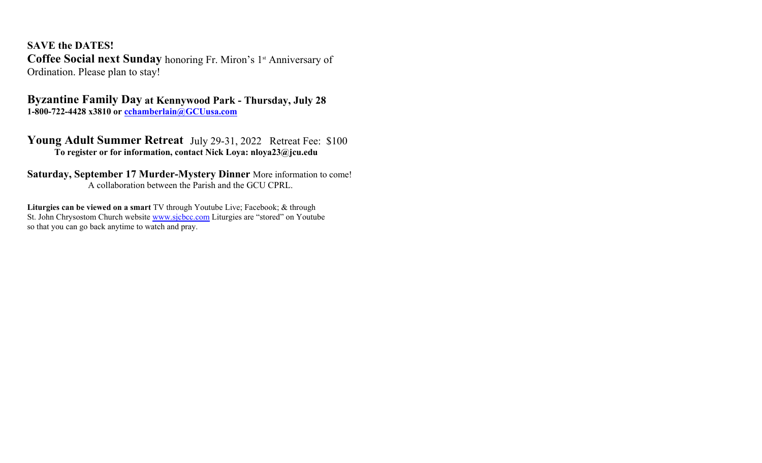**SAVE the DATES!**

**Coffee Social next Sunday** honoring Fr. Miron's 1st Anniversary of Ordination. Please plan to stay!

**Byzantine Family Day at Kennywood Park - Thursday, July 28**
**1-800-722-4428 x3810 or [cchamberlain@GCUusa.com](mailto:cchamberlain@GCUusa.com)**

**Young Adult Summer Retreat** July 29-31, 2022 Retreat Fee: $100
**To register or for information, contact Nick Loya: nloya23@jcu.edu**

**Saturday, September 17 Murder-Mystery Dinner** More information to come!
A collaboration between the Parish and the GCU CPRL.

**Liturgies can be viewed on a smart** TV through Youtube Live; Facebook; & through St. John Chrysostom Church website [www.sjcbcc.com](http://www.sjcbcc.com) Liturgies are "stored" on Youtube so that you can go back anytime to watch and pray.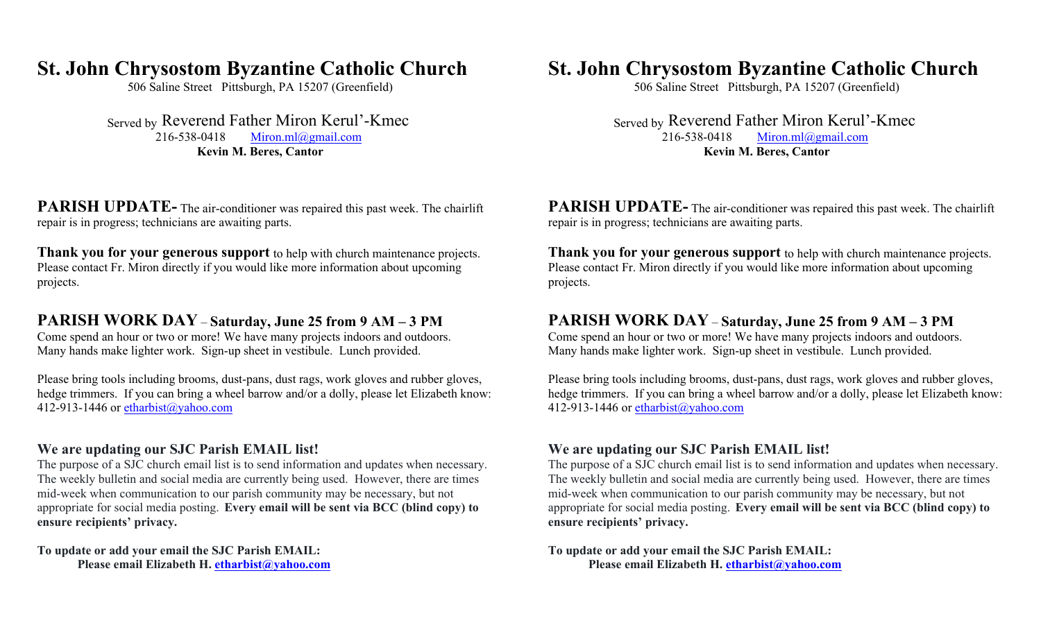# St. John Chrysostom Byzantine Catholic Church

506 Saline Street Pittsburgh, PA 15207 (Greenfield)

Served by Reverend Father Miron Kerul'-Kmec

216-538-0418 Miron.ml@gmail.com

**Kevin M. Beres, Cantor**

**PARISH UPDATE-** The air-conditioner was repaired this past week. The chairlift repair is in progress; technicians are awaiting parts.

**Thank you for your generous support** to help with church maintenance projects. Please contact Fr. Miron directly if you would like more information about upcoming projects.

## PARISH WORK DAY – Saturday, June 25 from 9 AM – 3 PM

Come spend an hour or two or more! We have many projects indoors and outdoors. Many hands make lighter work. Sign-up sheet in vestibule. Lunch provided.

Please bring tools including brooms, dust-pans, dust rags, work gloves and rubber gloves, hedge trimmers. If you can bring a wheel barrow and/or a dolly, please let Elizabeth know: 412-913-1446 or etharbist@yahoo.com

### We are updating our SJC Parish EMAIL list!

The purpose of a SJC church email list is to send information and updates when necessary. The weekly bulletin and social media are currently being used. However, there are times mid-week when communication to our parish community may be necessary, but not appropriate for social media posting. **Every email will be sent via BCC (blind copy) to ensure recipients' privacy.**

**To update or add your email the SJC Parish EMAIL:**

**Please email Elizabeth H. etharbist@yahoo.com**

# St. John Chrysostom Byzantine Catholic Church

506 Saline Street Pittsburgh, PA 15207 (Greenfield)

Served by Reverend Father Miron Kerul'-Kmec

216-538-0418 Miron.ml@gmail.com

**Kevin M. Beres, Cantor**

**PARISH UPDATE-** The air-conditioner was repaired this past week. The chairlift repair is in progress; technicians are awaiting parts.

**Thank you for your generous support** to help with church maintenance projects. Please contact Fr. Miron directly if you would like more information about upcoming projects.

## PARISH WORK DAY – Saturday, June 25 from 9 AM – 3 PM

Come spend an hour or two or more! We have many projects indoors and outdoors. Many hands make lighter work. Sign-up sheet in vestibule. Lunch provided.

Please bring tools including brooms, dust-pans, dust rags, work gloves and rubber gloves, hedge trimmers. If you can bring a wheel barrow and/or a dolly, please let Elizabeth know: 412-913-1446 or etharbist@yahoo.com

### We are updating our SJC Parish EMAIL list!

The purpose of a SJC church email list is to send information and updates when necessary. The weekly bulletin and social media are currently being used. However, there are times mid-week when communication to our parish community may be necessary, but not appropriate for social media posting. **Every email will be sent via BCC (blind copy) to ensure recipients' privacy.**

**To update or add your email the SJC Parish EMAIL:**

**Please email Elizabeth H. etharbist@yahoo.com**